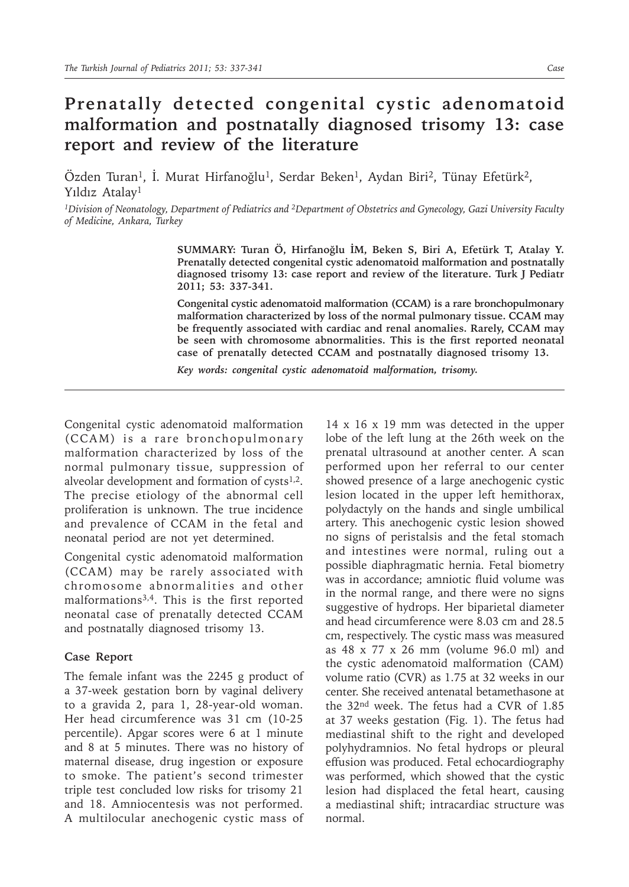# Prenatally detected congenital cystic adenomatoid malformation and postnatally diagnosed trisomy 13: case report and review of the literature

Özden Turan[1], İ. Murat Hirfanoğlu[1], Serdar Beken[1], Aydan Biri[2], Tünay Efetürk[2], Yıldız Atalay[1]

*[1]Division of Neonatology, Department of Pediatrics and [2]Department of Obstetrics and Gynecology, Gazi University Faculty of Medicine, Ankara, Turkey*

**SUMMARY: Turan Ö, Hirfanoğlu İM, Beken S, Biri A, Efetürk T, Atalay Y. Prenatally detected congenital cystic adenomatoid malformation and postnatally diagnosed trisomy 13: case report and review of the literature. Turk J Pediatr 2011; 53: 337-341.**

**Congenital cystic adenomatoid malformation (CCAM) is a rare bronchopulmonary malformation characterized by loss of the normal pulmonary tissue. CCAM may be frequently associated with cardiac and renal anomalies. Rarely, CCAM may be seen with chromosome abnormalities. This is the first reported neonatal case of prenatally detected CCAM and postnatally diagnosed trisomy 13.**

***Key words: congenital cystic adenomatoid malformation, trisomy.***

Congenital cystic adenomatoid malformation (CCAM) is a rare bronchopulmonary malformation characterized by loss of the normal pulmonary tissue, suppression of alveolar development and formation of cysts[1,2]. The precise etiology of the abnormal cell proliferation is unknown. The true incidence and prevalence of CCAM in the fetal and neonatal period are not yet determined.

Congenital cystic adenomatoid malformation (CCAM) may be rarely associated with chromosome abnormalities and other malformations[3,4]. This is the first reported neonatal case of prenatally detected CCAM and postnatally diagnosed trisomy 13.

## Case Report

The female infant was the 2245 g product of a 37-week gestation born by vaginal delivery to a gravida 2, para 1, 28-year-old woman. Her head circumference was 31 cm (10-25 percentile). Apgar scores were 6 at 1 minute and 8 at 5 minutes. There was no history of maternal disease, drug ingestion or exposure to smoke. The patient's second trimester triple test concluded low risks for trisomy 21 and 18. Amniocentesis was not performed. A multilocular anechogenic cystic mass of 14 x 16 x 19 mm was detected in the upper lobe of the left lung at the 26th week on the prenatal ultrasound at another center. A scan performed upon her referral to our center showed presence of a large anechogenic cystic lesion located in the upper left hemithorax, polydactyly on the hands and single umbilical artery. This anechogenic cystic lesion showed no signs of peristalsis and the fetal stomach and intestines were normal, ruling out a possible diaphragmatic hernia. Fetal biometry was in accordance; amniotic fluid volume was in the normal range, and there were no signs suggestive of hydrops. Her biparietal diameter and head circumference were 8.03 cm and 28.5 cm, respectively. The cystic mass was measured as 48 x 77 x 26 mm (volume 96.0 ml) and the cystic adenomatoid malformation (CAM) volume ratio (CVR) as 1.75 at 32 weeks in our center. She received antenatal betamethasone at the 32nd week. The fetus had a CVR of 1.85 at 37 weeks gestation (Fig. 1). The fetus had mediastinal shift to the right and developed polyhydramnios. No fetal hydrops or pleural effusion was produced. Fetal echocardiography was performed, which showed that the cystic lesion had displaced the fetal heart, causing a mediastinal shift; intracardiac structure was normal.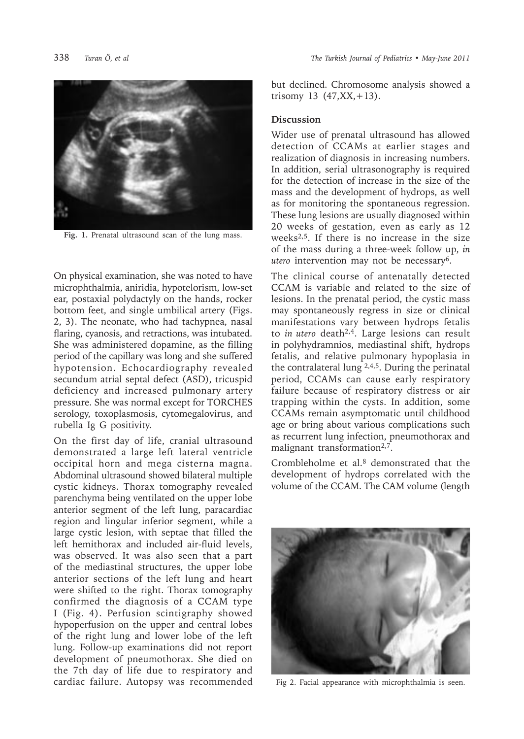Fig. 1. Prenatal ultrasound scan of the lung mass.

On physical examination, she was noted to have microphthalmia, aniridia, hypotelorism, low-set ear, postaxial polydactyly on the hands, rocker bottom feet, and single umbilical artery (Figs. 2, 3). The neonate, who had tachypnea, nasal flaring, cyanosis, and retractions, was intubated. She was administered dopamine, as the filling period of the capillary was long and she suffered hypotension. Echocardiography revealed secundum atrial septal defect (ASD), tricuspid deficiency and increased pulmonary artery pressure. She was normal except for TORCHES serology, toxoplasmosis, cytomegalovirus, and rubella Ig G positivity.

On the first day of life, cranial ultrasound demonstrated a large left lateral ventricle occipital horn and mega cisterna magna. Abdominal ultrasound showed bilateral multiple cystic kidneys. Thorax tomography revealed parenchyma being ventilated on the upper lobe anterior segment of the left lung, paracardiac region and lingular inferior segment, while a large cystic lesion, with septae that filled the left hemithorax and included air-fluid levels, was observed. It was also seen that a part of the mediastinal structures, the upper lobe anterior sections of the left lung and heart were shifted to the right. Thorax tomography confirmed the diagnosis of a CCAM type I (Fig. 4). Perfusion scintigraphy showed hypoperfusion on the upper and central lobes of the right lung and lower lobe of the left lung. Follow-up examinations did not report development of pneumothorax. She died on the 7th day of life due to respiratory and cardiac failure. Autopsy was recommended but declined. Chromosome analysis showed a trisomy 13 (47,XX,+13).

## Discussion

Wider use of prenatal ultrasound has allowed detection of CCAMs at earlier stages and realization of diagnosis in increasing numbers. In addition, serial ultrasonography is required for the detection of increase in the size of the mass and the development of hydrops, as well as for monitoring the spontaneous regression. These lung lesions are usually diagnosed within 20 weeks of gestation, even as early as 12 weeks[2,5]. If there is no increase in the size of the mass during a three-week follow up, *in utero* intervention may not be necessary[6].

The clinical course of antenatally detected CCAM is variable and related to the size of lesions. In the prenatal period, the cystic mass may spontaneously regress in size or clinical manifestations vary between hydrops fetalis to *in utero* death[2,4]. Large lesions can result in polyhydramnios, mediastinal shift, hydrops fetalis, and relative pulmonary hypoplasia in the contralateral lung [2,4,5]. During the perinatal period, CCAMs can cause early respiratory failure because of respiratory distress or air trapping within the cysts. In addition, some CCAMs remain asymptomatic until childhood age or bring about various complications such as recurrent lung infection, pneumothorax and malignant transformation[2,7].

Crombleholme et al.[8] demonstrated that the development of hydrops correlated with the volume of the CCAM. The CAM volume (length

Fig 2. Facial appearance with microphthalmia is seen.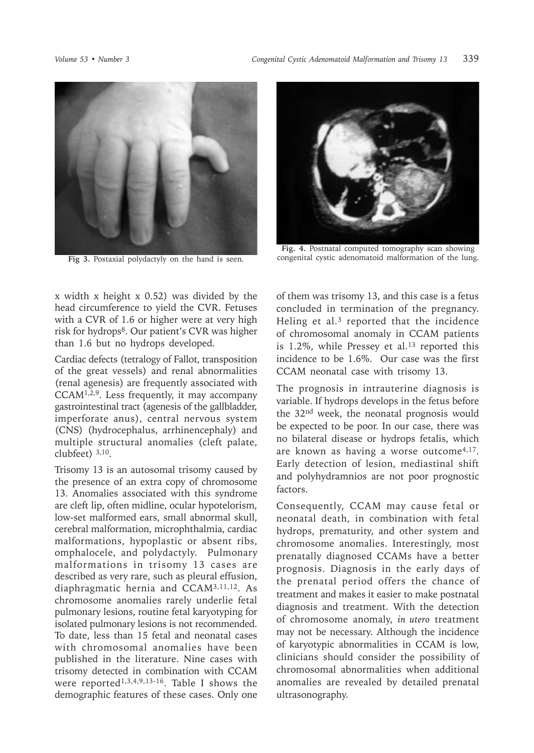Fig 3. Postaxial polydactyly on the hand is seen.

Fig. 4. Postnatal computed tomography scan showing congenital cystic adenomatoid malformation of the lung.

x width x height x 0.52) was divided by the head circumference to yield the CVR. Fetuses with a CVR of 1.6 or higher were at very high risk for hydrops[8]. Our patient's CVR was higher than 1.6 but no hydrops developed.

Cardiac defects (tetralogy of Fallot, transposition of the great vessels) and renal abnormalities (renal agenesis) are frequently associated with CCAM[1,2,9]. Less frequently, it may accompany gastrointestinal tract (agenesis of the gallbladder, imperforate anus), central nervous system (CNS) (hydrocephalus, arrhinencephaly) and multiple structural anomalies (cleft palate, clubfeet) [3,10].

Trisomy 13 is an autosomal trisomy caused by the presence of an extra copy of chromosome 13. Anomalies associated with this syndrome are cleft lip, often midline, ocular hypotelorism, low-set malformed ears, small abnormal skull, cerebral malformation, microphthalmia, cardiac malformations, hypoplastic or absent ribs, omphalocele, and polydactyly. Pulmonary malformations in trisomy 13 cases are described as very rare, such as pleural effusion, diaphragmatic hernia and CCAM[3,11,12]. As chromosome anomalies rarely underlie fetal pulmonary lesions, routine fetal karyotyping for isolated pulmonary lesions is not recommended. To date, less than 15 fetal and neonatal cases with chromosomal anomalies have been published in the literature. Nine cases with trisomy detected in combination with CCAM were reported[1,3,4,9,13-16]. Table I shows the demographic features of these cases. Only one of them was trisomy 13, and this case is a fetus concluded in termination of the pregnancy. Heling et al.[3] reported that the incidence of chromosomal anomaly in CCAM patients is 1.2%, while Pressey et al.[13] reported this incidence to be 1.6%. Our case was the first CCAM neonatal case with trisomy 13.

The prognosis in intrauterine diagnosis is variable. If hydrops develops in the fetus before the 32nd week, the neonatal prognosis would be expected to be poor. In our case, there was no bilateral disease or hydrops fetalis, which are known as having a worse outcome[4,17]. Early detection of lesion, mediastinal shift and polyhydramnios are not poor prognostic factors.

Consequently, CCAM may cause fetal or neonatal death, in combination with fetal hydrops, prematurity, and other system and chromosome anomalies. Interestingly, most prenatally diagnosed CCAMs have a better prognosis. Diagnosis in the early days of the prenatal period offers the chance of treatment and makes it easier to make postnatal diagnosis and treatment. With the detection of chromosome anomaly, *in utero* treatment may not be necessary. Although the incidence of karyotypic abnormalities in CCAM is low, clinicians should consider the possibility of chromosomal abnormalities when additional anomalies are revealed by detailed prenatal ultrasonography.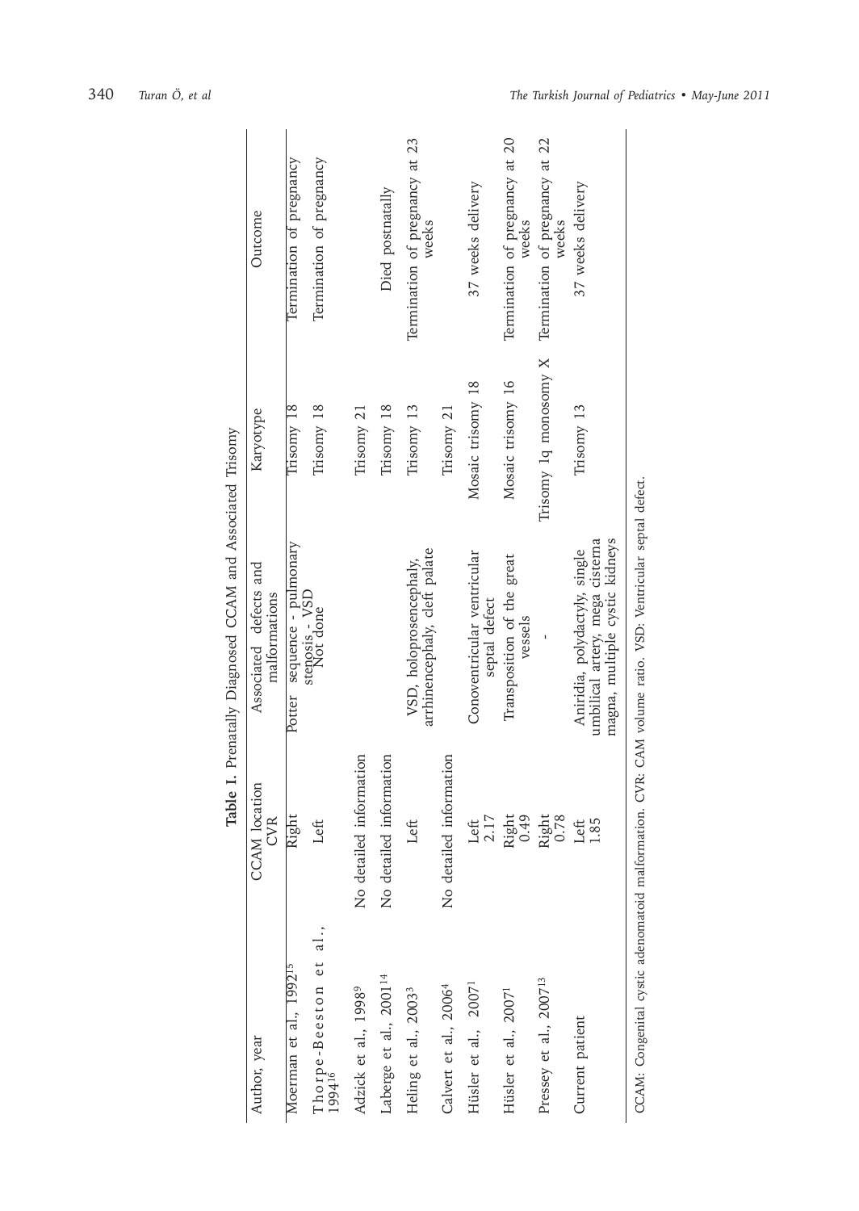**Table I.** Prenatally Diagnosed CCAM and Associated Trisomy

| Author, year | CCAM location CVR | Associated defects and malformations | Karyotype | Outcome |
|---|---|---|---|---|
| Moerman et al., 1992[15] | Right | Potter sequence - pulmonary stenosis - VSD | Trisomy 18 | Termination of pregnancy |
| Thorpe-Beeston et al., 1994[16] | Left | Not done | Trisomy 18 | Termination of pregnancy |
| Adzick et al., 1998[9] | No detailed information | | Trisomy 21 | |
| Laberge et al., 2001[14] | No detailed information | | Trisomy 18 | Died postnatally |
| Heling et al., 2003[3] | Left | VSD, holoprosencephaly, arrhinencephaly, cleft palate | Trisomy 13 | Termination of pregnancy at 23 weeks |
| Calvert et al., 2006[4] | No detailed information | | Trisomy 21 | |
| Hüsler et al., 2007[1] | Left 2.17 | Conoventricular ventricular septal defect | Mosaic trisomy 18 | 37 weeks delivery |
| Hüsler et al., 2007[1] | Right 0.49 | Transposition of the great vessels | Mosaic trisomy 16 | Termination of pregnancy at 20 weeks |
| Pressey et al., 2007[13] | Right 0.78 | - | Trisomy 1q monosomy X | Termination of pregnancy at 22 weeks |
| Current patient | Left 1.85 | Aniridia, polydactyly, single umbilical artery, mega cisterna magna, multiple cystic kidneys | Trisomy 13 | 37 weeks delivery |

CCAM: Congenital cystic adenomatoid malformation. CVR: CAM volume ratio. VSD: Ventricular septal defect.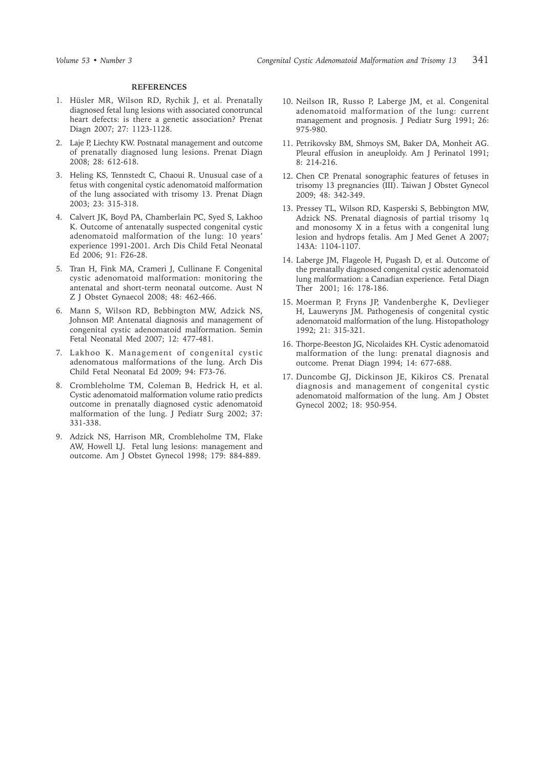## REFERENCES

1. Hüsler MR, Wilson RD, Rychik J, et al. Prenatally diagnosed fetal lung lesions with associated conotruncal heart defects: is there a genetic association? Prenat Diagn 2007; 27: 1123-1128.
2. Laje P, Liechty KW. Postnatal management and outcome of prenatally diagnosed lung lesions. Prenat Diagn 2008; 28: 612-618.
3. Heling KS, Tennstedt C, Chaoui R. Unusual case of a fetus with congenital cystic adenomatoid malformation of the lung associated with trisomy 13. Prenat Diagn 2003; 23: 315-318.
4. Calvert JK, Boyd PA, Chamberlain PC, Syed S, Lakhoo K. Outcome of antenatally suspected congenital cystic adenomatoid malformation of the lung: 10 years' experience 1991-2001. Arch Dis Child Fetal Neonatal Ed 2006; 91: F26-28.
5. Tran H, Fink MA, Crameri J, Cullinane F. Congenital cystic adenomatoid malformation: monitoring the antenatal and short-term neonatal outcome. Aust N Z J Obstet Gynaecol 2008; 48: 462-466.
6. Mann S, Wilson RD, Bebbington MW, Adzick NS, Johnson MP. Antenatal diagnosis and management of congenital cystic adenomatoid malformation. Semin Fetal Neonatal Med 2007; 12: 477-481.
7. Lakhoo K. Management of congenital cystic adenomatous malformations of the lung. Arch Dis Child Fetal Neonatal Ed 2009; 94: F73-76.
8. Crombleholme TM, Coleman B, Hedrick H, et al. Cystic adenomatoid malformation volume ratio predicts outcome in prenatally diagnosed cystic adenomatoid malformation of the lung. J Pediatr Surg 2002; 37: 331-338.
9. Adzick NS, Harrison MR, Crombleholme TM, Flake AW, Howell LJ. Fetal lung lesions: management and outcome. Am J Obstet Gynecol 1998; 179: 884-889.
10. Neilson IR, Russo P, Laberge JM, et al. Congenital adenomatoid malformation of the lung: current management and prognosis. J Pediatr Surg 1991; 26: 975-980.
11. Petrikovsky BM, Shmoys SM, Baker DA, Monheit AG. Pleural effusion in aneuploidy. Am J Perinatol 1991; 8: 214-216.
12. Chen CP. Prenatal sonographic features of fetuses in trisomy 13 pregnancies (III). Taiwan J Obstet Gynecol 2009; 48: 342-349.
13. Pressey TL, Wilson RD, Kasperski S, Bebbington MW, Adzick NS. Prenatal diagnosis of partial trisomy 1q and monosomy X in a fetus with a congenital lung lesion and hydrops fetalis. Am J Med Genet A 2007; 143A: 1104-1107.
14. Laberge JM, Flageole H, Pugash D, et al. Outcome of the prenatally diagnosed congenital cystic adenomatoid lung malformation: a Canadian experience. Fetal Diagn Ther 2001; 16: 178-186.
15. Moerman P, Fryns JP, Vandenberghe K, Devlieger H, Lauweryns JM. Pathogenesis of congenital cystic adenomatoid malformation of the lung. Histopathology 1992; 21: 315-321.
16. Thorpe-Beeston JG, Nicolaides KH. Cystic adenomatoid malformation of the lung: prenatal diagnosis and outcome. Prenat Diagn 1994; 14: 677-688.
17. Duncombe GJ, Dickinson JE, Kikiros CS. Prenatal diagnosis and management of congenital cystic adenomatoid malformation of the lung. Am J Obstet Gynecol 2002; 18: 950-954.